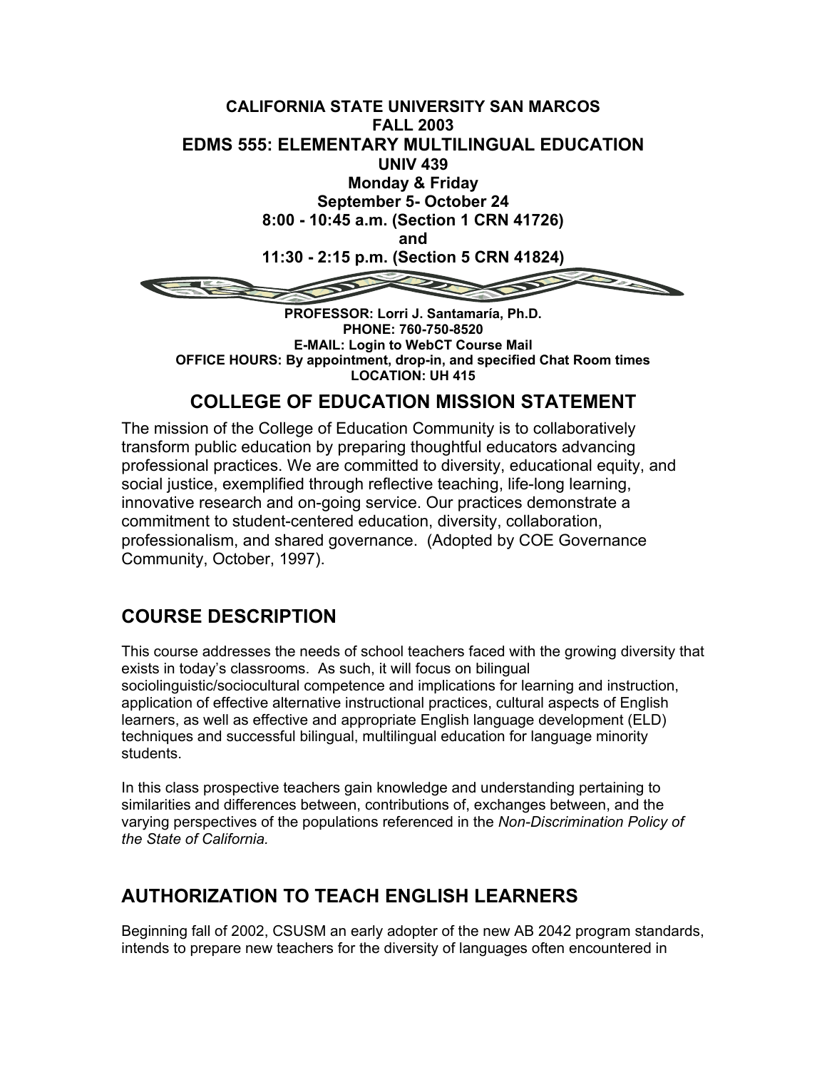**CALIFORNIA STATE UNIVERSITY SAN MARCOS**
**FALL 2003**

# EDMS 555: ELEMENTARY MULTILINGUAL EDUCATION

**UNIV 439**
**Monday & Friday**
**September 5- October 24**
**8:00 - 10:45 a.m. (Section 1 CRN 41726)**
**and**
**11:30 - 2:15 p.m. (Section 5 CRN 41824)**

**PROFESSOR: Lorri J. Santamaría, Ph.D.**
**PHONE: 760-750-8520**
**E-MAIL: Login to WebCT Course Mail**
**OFFICE HOURS: By appointment, drop-in, and specified Chat Room times**
**LOCATION: UH 415**

## COLLEGE OF EDUCATION MISSION STATEMENT

The mission of the College of Education Community is to collaboratively transform public education by preparing thoughtful educators advancing professional practices. We are committed to diversity, educational equity, and social justice, exemplified through reflective teaching, life-long learning, innovative research and on-going service. Our practices demonstrate a commitment to student-centered education, diversity, collaboration, professionalism, and shared governance. (Adopted by COE Governance Community, October, 1997).

## COURSE DESCRIPTION

This course addresses the needs of school teachers faced with the growing diversity that exists in today's classrooms. As such, it will focus on bilingual sociolinguistic/sociocultural competence and implications for learning and instruction, application of effective alternative instructional practices, cultural aspects of English learners, as well as effective and appropriate English language development (ELD) techniques and successful bilingual, multilingual education for language minority students.

In this class prospective teachers gain knowledge and understanding pertaining to similarities and differences between, contributions of, exchanges between, and the varying perspectives of the populations referenced in the *Non-Discrimination Policy of the State of California.*

## AUTHORIZATION TO TEACH ENGLISH LEARNERS

Beginning fall of 2002, CSUSM an early adopter of the new AB 2042 program standards, intends to prepare new teachers for the diversity of languages often encountered in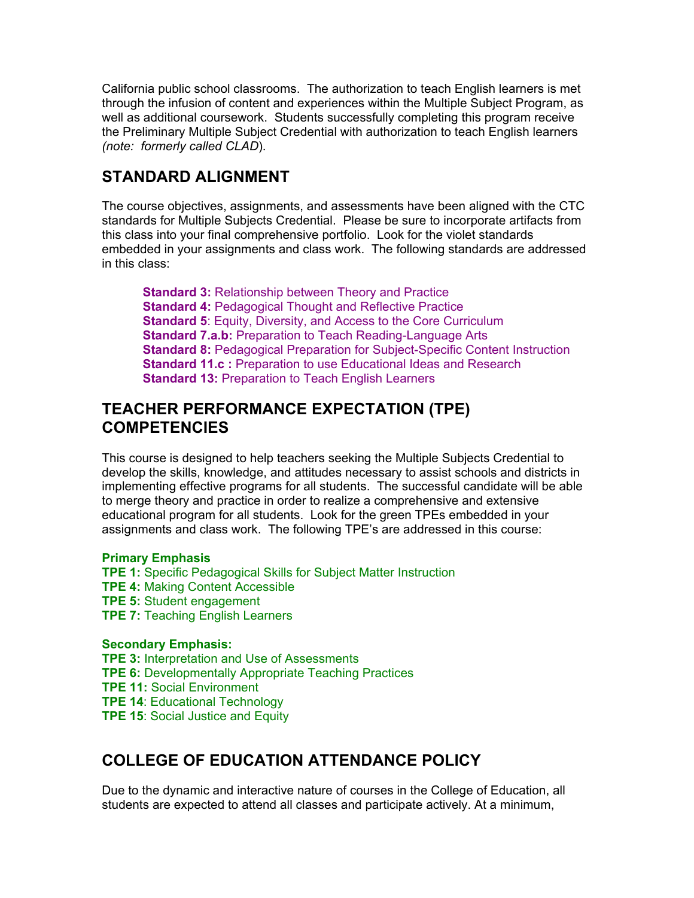California public school classrooms. The authorization to teach English learners is met through the infusion of content and experiences within the Multiple Subject Program, as well as additional coursework. Students successfully completing this program receive the Preliminary Multiple Subject Credential with authorization to teach English learners *(note: formerly called CLAD)*.

## STANDARD ALIGNMENT

The course objectives, assignments, and assessments have been aligned with the CTC standards for Multiple Subjects Credential. Please be sure to incorporate artifacts from this class into your final comprehensive portfolio. Look for the violet standards embedded in your assignments and class work. The following standards are addressed in this class:

**Standard 3:** Relationship between Theory and Practice
**Standard 4:** Pedagogical Thought and Reflective Practice
**Standard 5**: Equity, Diversity, and Access to the Core Curriculum
**Standard 7.a.b:** Preparation to Teach Reading-Language Arts
**Standard 8:** Pedagogical Preparation for Subject-Specific Content Instruction
**Standard 11.c :** Preparation to use Educational Ideas and Research
**Standard 13:** Preparation to Teach English Learners

## TEACHER PERFORMANCE EXPECTATION (TPE) COMPETENCIES

This course is designed to help teachers seeking the Multiple Subjects Credential to develop the skills, knowledge, and attitudes necessary to assist schools and districts in implementing effective programs for all students. The successful candidate will be able to merge theory and practice in order to realize a comprehensive and extensive educational program for all students. Look for the green TPEs embedded in your assignments and class work. The following TPE's are addressed in this course:

**Primary Emphasis**
**TPE 1:** Specific Pedagogical Skills for Subject Matter Instruction
**TPE 4:** Making Content Accessible
**TPE 5:** Student engagement
**TPE 7:** Teaching English Learners

**Secondary Emphasis:**
**TPE 3:** Interpretation and Use of Assessments
**TPE 6:** Developmentally Appropriate Teaching Practices
**TPE 11:** Social Environment
**TPE 14**: Educational Technology
**TPE 15**: Social Justice and Equity

## COLLEGE OF EDUCATION ATTENDANCE POLICY

Due to the dynamic and interactive nature of courses in the College of Education, all students are expected to attend all classes and participate actively. At a minimum,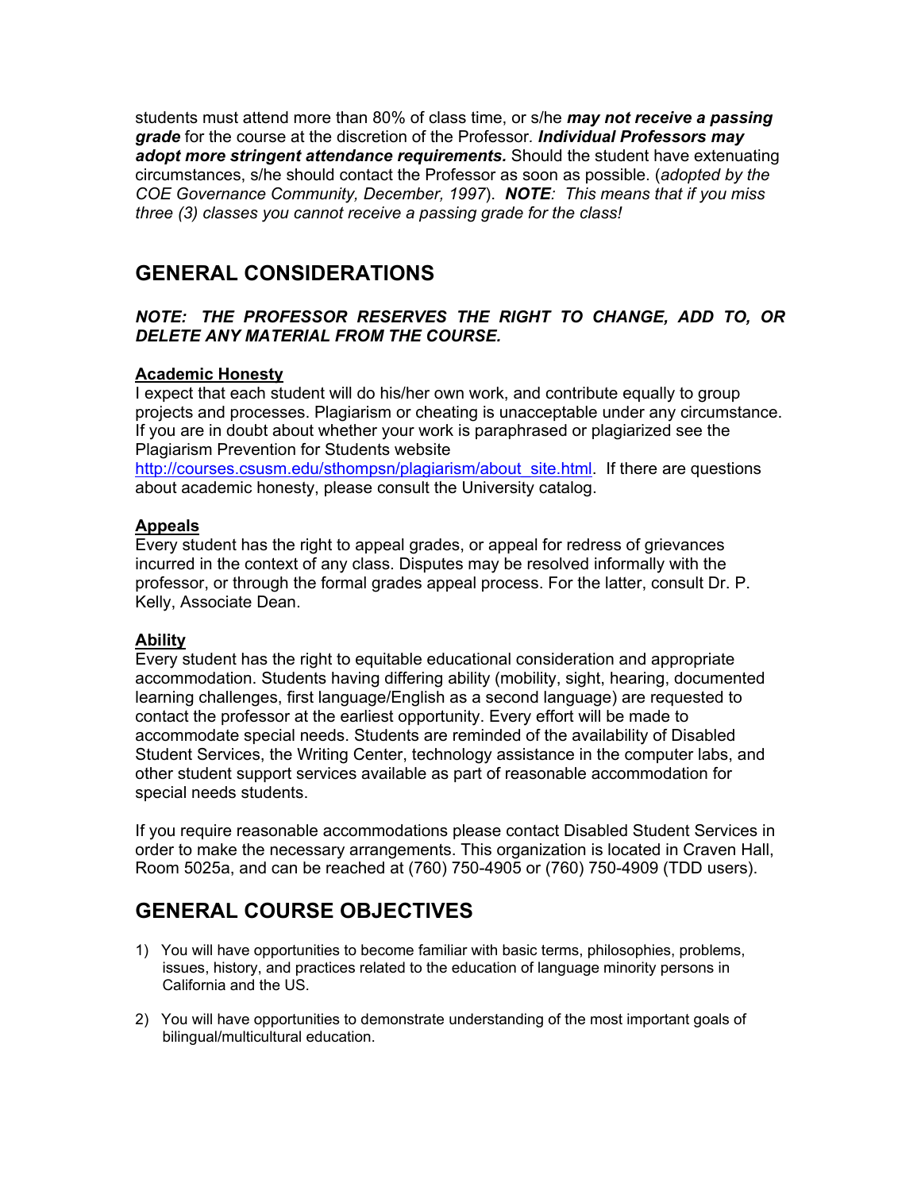students must attend more than 80% of class time, or s/he ***may not receive a passing grade*** for the course at the discretion of the Professor. ***Individual Professors may adopt more stringent attendance requirements.*** Should the student have extenuating circumstances, s/he should contact the Professor as soon as possible. (*adopted by the COE Governance Community, December, 1997*). ***NOTE****: This means that if you miss three (3) classes you cannot receive a passing grade for the class!*

## GENERAL CONSIDERATIONS

***NOTE: THE PROFESSOR RESERVES THE RIGHT TO CHANGE, ADD TO, OR DELETE ANY MATERIAL FROM THE COURSE.***

**Academic Honesty**

I expect that each student will do his/her own work, and contribute equally to group projects and processes. Plagiarism or cheating is unacceptable under any circumstance. If you are in doubt about whether your work is paraphrased or plagiarized see the Plagiarism Prevention for Students website http://courses.csusm.edu/sthompsn/plagiarism/about_site.html. If there are questions about academic honesty, please consult the University catalog.

**Appeals**

Every student has the right to appeal grades, or appeal for redress of grievances incurred in the context of any class. Disputes may be resolved informally with the professor, or through the formal grades appeal process. For the latter, consult Dr. P. Kelly, Associate Dean.

**Ability**

Every student has the right to equitable educational consideration and appropriate accommodation. Students having differing ability (mobility, sight, hearing, documented learning challenges, first language/English as a second language) are requested to contact the professor at the earliest opportunity. Every effort will be made to accommodate special needs. Students are reminded of the availability of Disabled Student Services, the Writing Center, technology assistance in the computer labs, and other student support services available as part of reasonable accommodation for special needs students.

If you require reasonable accommodations please contact Disabled Student Services in order to make the necessary arrangements. This organization is located in Craven Hall, Room 5025a, and can be reached at (760) 750-4905 or (760) 750-4909 (TDD users).

## GENERAL COURSE OBJECTIVES

1) You will have opportunities to become familiar with basic terms, philosophies, problems, issues, history, and practices related to the education of language minority persons in California and the US.

2) You will have opportunities to demonstrate understanding of the most important goals of bilingual/multicultural education.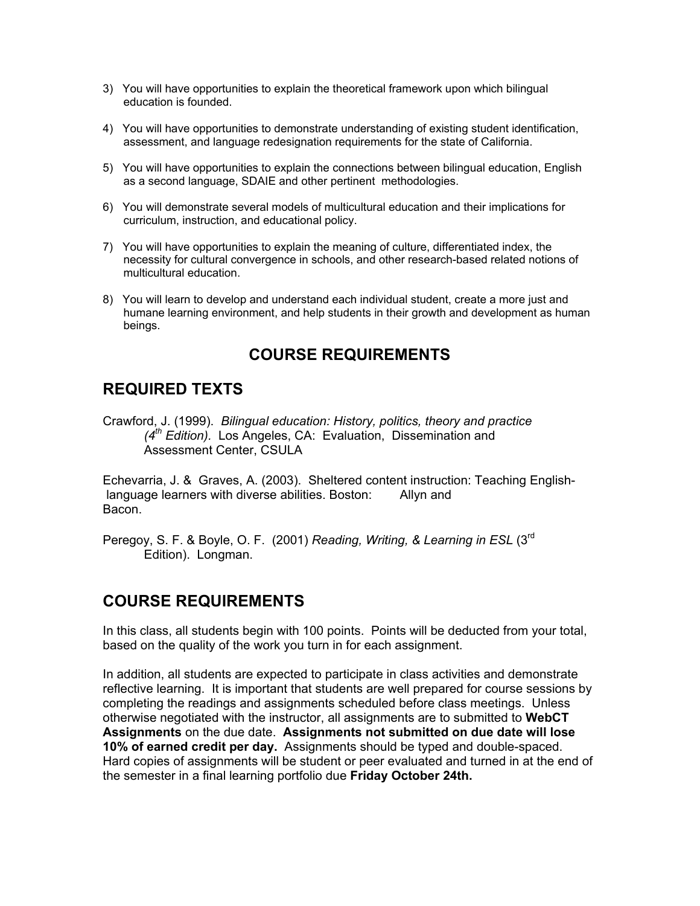3) You will have opportunities to explain the theoretical framework upon which bilingual education is founded.

4) You will have opportunities to demonstrate understanding of existing student identification, assessment, and language redesignation requirements for the state of California.

5) You will have opportunities to explain the connections between bilingual education, English as a second language, SDAIE and other pertinent methodologies.

6) You will demonstrate several models of multicultural education and their implications for curriculum, instruction, and educational policy.

7) You will have opportunities to explain the meaning of culture, differentiated index, the necessity for cultural convergence in schools, and other research-based related notions of multicultural education.

8) You will learn to develop and understand each individual student, create a more just and humane learning environment, and help students in their growth and development as human beings.

## COURSE REQUIREMENTS

## REQUIRED TEXTS

Crawford, J. (1999). *Bilingual education: History, politics, theory and practice (4th Edition).* Los Angeles, CA: Evaluation, Dissemination and Assessment Center, CSULA

Echevarria, J. & Graves, A. (2003). Sheltered content instruction: Teaching English-language learners with diverse abilities. Boston: Allyn and Bacon.

Peregoy, S. F. & Boyle, O. F. (2001) *Reading, Writing, & Learning in ESL* (3rd Edition). Longman.

## COURSE REQUIREMENTS

In this class, all students begin with 100 points. Points will be deducted from your total, based on the quality of the work you turn in for each assignment.

In addition, all students are expected to participate in class activities and demonstrate reflective learning. It is important that students are well prepared for course sessions by completing the readings and assignments scheduled before class meetings. Unless otherwise negotiated with the instructor, all assignments are to submitted to **WebCT Assignments** on the due date. **Assignments not submitted on due date will lose 10% of earned credit per day.** Assignments should be typed and double-spaced. Hard copies of assignments will be student or peer evaluated and turned in at the end of the semester in a final learning portfolio due **Friday October 24th.**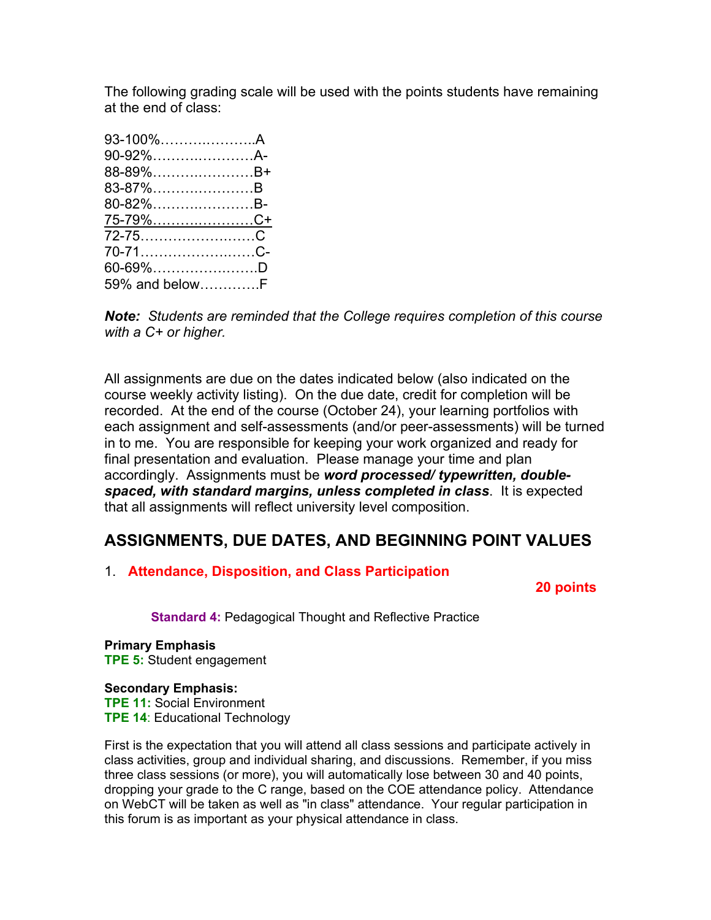The following grading scale will be used with the points students have remaining at the end of class:

93-100%………….……..A
90-92%……….…………A-
88-89%…….……………B+
83-87%……….…………B
80-82%……….…………B-
75-79%……….…………C+
72-75…………….………C
70-71……………….……C-
60-69%……………….….D
59% and below…………F

***Note:*** *Students are reminded that the College requires completion of this course with a C+ or higher.*

All assignments are due on the dates indicated below (also indicated on the course weekly activity listing). On the due date, credit for completion will be recorded. At the end of the course (October 24), your learning portfolios with each assignment and self-assessments (and/or peer-assessments) will be turned in to me. You are responsible for keeping your work organized and ready for final presentation and evaluation. Please manage your time and plan accordingly. Assignments must be ***word processed/ typewritten, double-spaced, with standard margins, unless completed in class***. It is expected that all assignments will reflect university level composition.

## ASSIGNMENTS, DUE DATES, AND BEGINNING POINT VALUES

1. **Attendance, Disposition, and Class Participation**

**20 points**

**Standard 4:** Pedagogical Thought and Reflective Practice

**Primary Emphasis**
**TPE 5:** Student engagement

**Secondary Emphasis:**
**TPE 11:** Social Environment
**TPE 14**: Educational Technology

First is the expectation that you will attend all class sessions and participate actively in class activities, group and individual sharing, and discussions. Remember, if you miss three class sessions (or more), you will automatically lose between 30 and 40 points, dropping your grade to the C range, based on the COE attendance policy. Attendance on WebCT will be taken as well as "in class" attendance. Your regular participation in this forum is as important as your physical attendance in class.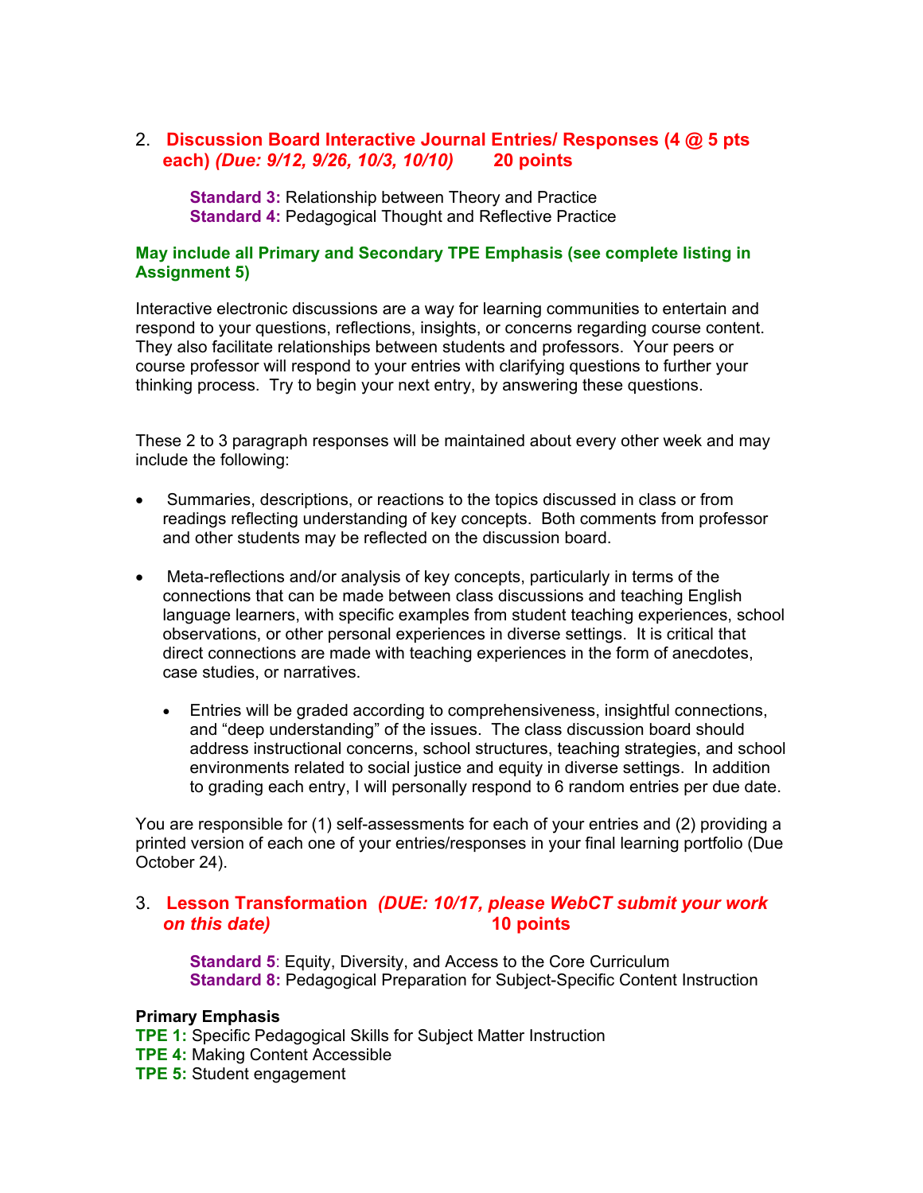2. **Discussion Board Interactive Journal Entries/ Responses (4 @ 5 pts each)** ***(Due: 9/12, 9/26, 10/3, 10/10)*** **20 points**

    **Standard 3:** Relationship between Theory and Practice
    **Standard 4:** Pedagogical Thought and Reflective Practice

**May include all Primary and Secondary TPE Emphasis (see complete listing in Assignment 5)**

Interactive electronic discussions are a way for learning communities to entertain and respond to your questions, reflections, insights, or concerns regarding course content. They also facilitate relationships between students and professors. Your peers or course professor will respond to your entries with clarifying questions to further your thinking process. Try to begin your next entry, by answering these questions.

These 2 to 3 paragraph responses will be maintained about every other week and may include the following:

- Summaries, descriptions, or reactions to the topics discussed in class or from readings reflecting understanding of key concepts. Both comments from professor and other students may be reflected on the discussion board.

- Meta-reflections and/or analysis of key concepts, particularly in terms of the connections that can be made between class discussions and teaching English language learners, with specific examples from student teaching experiences, school observations, or other personal experiences in diverse settings. It is critical that direct connections are made with teaching experiences in the form of anecdotes, case studies, or narratives.

    - Entries will be graded according to comprehensiveness, insightful connections, and "deep understanding" of the issues. The class discussion board should address instructional concerns, school structures, teaching strategies, and school environments related to social justice and equity in diverse settings. In addition to grading each entry, I will personally respond to 6 random entries per due date.

You are responsible for (1) self-assessments for each of your entries and (2) providing a printed version of each one of your entries/responses in your final learning portfolio (Due October 24).

3. **Lesson Transformation** ***(DUE: 10/17, please WebCT submit your work on this date)*** **10 points**

    **Standard 5**: Equity, Diversity, and Access to the Core Curriculum
    **Standard 8:** Pedagogical Preparation for Subject-Specific Content Instruction

**Primary Emphasis**
**TPE 1:** Specific Pedagogical Skills for Subject Matter Instruction
**TPE 4:** Making Content Accessible
**TPE 5:** Student engagement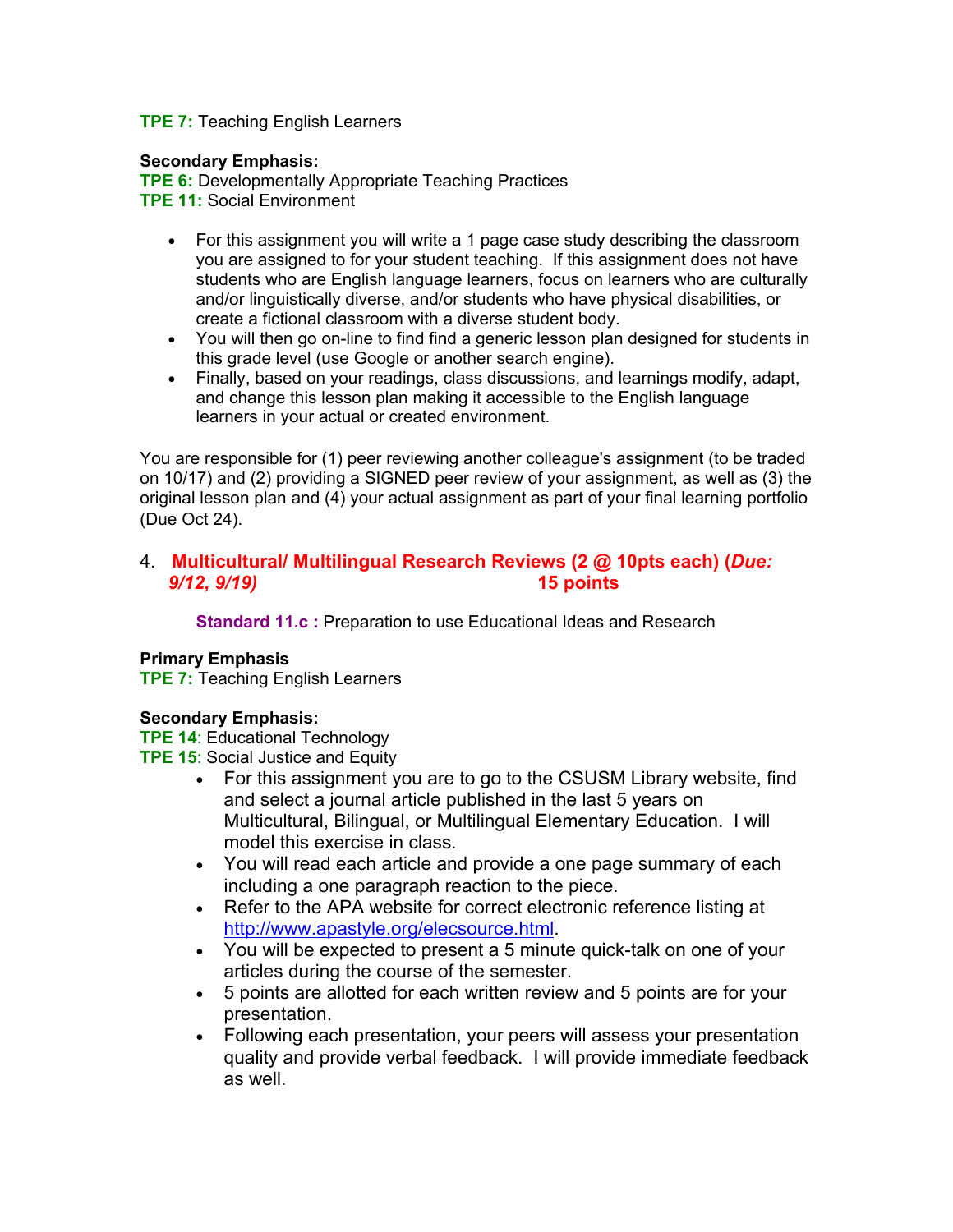**TPE 7:** Teaching English Learners

**Secondary Emphasis:**
**TPE 6:** Developmentally Appropriate Teaching Practices
**TPE 11:** Social Environment

- For this assignment you will write a 1 page case study describing the classroom you are assigned to for your student teaching. If this assignment does not have students who are English language learners, focus on learners who are culturally and/or linguistically diverse, and/or students who have physical disabilities, or create a fictional classroom with a diverse student body.
- You will then go on-line to find find a generic lesson plan designed for students in this grade level (use Google or another search engine).
- Finally, based on your readings, class discussions, and learnings modify, adapt, and change this lesson plan making it accessible to the English language learners in your actual or created environment.

You are responsible for (1) peer reviewing another colleague's assignment (to be traded on 10/17) and (2) providing a SIGNED peer review of your assignment, as well as (3) the original lesson plan and (4) your actual assignment as part of your final learning portfolio (Due Oct 24).

4. **Multicultural/ Multilingual Research Reviews (2 @ 10pts each) (*Due: 9/12, 9/19*) 15 points**

**Standard 11.c :** Preparation to use Educational Ideas and Research

**Primary Emphasis**
**TPE 7:** Teaching English Learners

**Secondary Emphasis:**
**TPE 14**: Educational Technology
**TPE 15**: Social Justice and Equity

- For this assignment you are to go to the CSUSM Library website, find and select a journal article published in the last 5 years on Multicultural, Bilingual, or Multilingual Elementary Education. I will model this exercise in class.
- You will read each article and provide a one page summary of each including a one paragraph reaction to the piece.
- Refer to the APA website for correct electronic reference listing at http://www.apastyle.org/elecsource.html.
- You will be expected to present a 5 minute quick-talk on one of your articles during the course of the semester.
- 5 points are allotted for each written review and 5 points are for your presentation.
- Following each presentation, your peers will assess your presentation quality and provide verbal feedback. I will provide immediate feedback as well.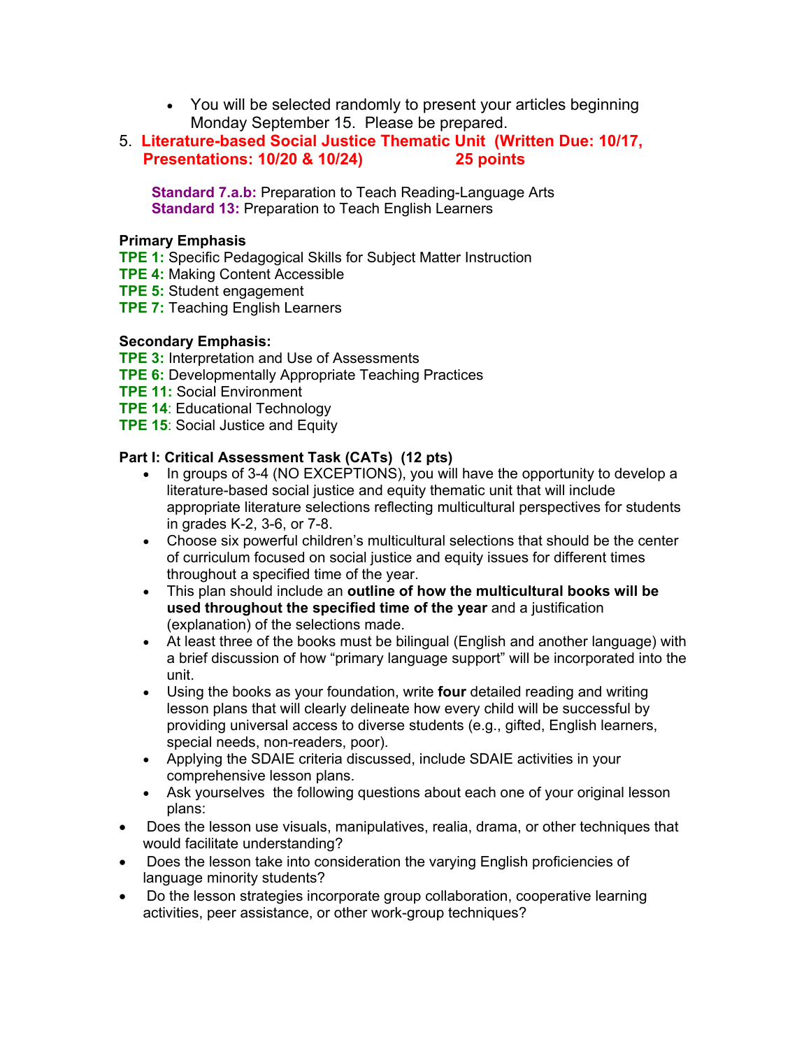- You will be selected randomly to present your articles beginning Monday September 15. Please be prepared.

5. **Literature-based Social Justice Thematic Unit (Written Due: 10/17, Presentations: 10/20 & 10/24) 25 points**

   **Standard 7.a.b:** Preparation to Teach Reading-Language Arts
   **Standard 13:** Preparation to Teach English Learners

**Primary Emphasis**
**TPE 1:** Specific Pedagogical Skills for Subject Matter Instruction
**TPE 4:** Making Content Accessible
**TPE 5:** Student engagement
**TPE 7:** Teaching English Learners

**Secondary Emphasis:**
**TPE 3:** Interpretation and Use of Assessments
**TPE 6:** Developmentally Appropriate Teaching Practices
**TPE 11:** Social Environment
**TPE 14**: Educational Technology
**TPE 15**: Social Justice and Equity

**Part I: Critical Assessment Task (CATs) (12 pts)**

- In groups of 3-4 (NO EXCEPTIONS), you will have the opportunity to develop a literature-based social justice and equity thematic unit that will include appropriate literature selections reflecting multicultural perspectives for students in grades K-2, 3-6, or 7-8.
- Choose six powerful children's multicultural selections that should be the center of curriculum focused on social justice and equity issues for different times throughout a specified time of the year.
- This plan should include an **outline of how the multicultural books will be used throughout the specified time of the year** and a justification (explanation) of the selections made.
- At least three of the books must be bilingual (English and another language) with a brief discussion of how "primary language support" will be incorporated into the unit.
- Using the books as your foundation, write **four** detailed reading and writing lesson plans that will clearly delineate how every child will be successful by providing universal access to diverse students (e.g., gifted, English learners, special needs, non-readers, poor).
- Applying the SDAIE criteria discussed, include SDAIE activities in your comprehensive lesson plans.
- Ask yourselves the following questions about each one of your original lesson plans:

- Does the lesson use visuals, manipulatives, realia, drama, or other techniques that would facilitate understanding?
- Does the lesson take into consideration the varying English proficiencies of language minority students?
- Do the lesson strategies incorporate group collaboration, cooperative learning activities, peer assistance, or other work-group techniques?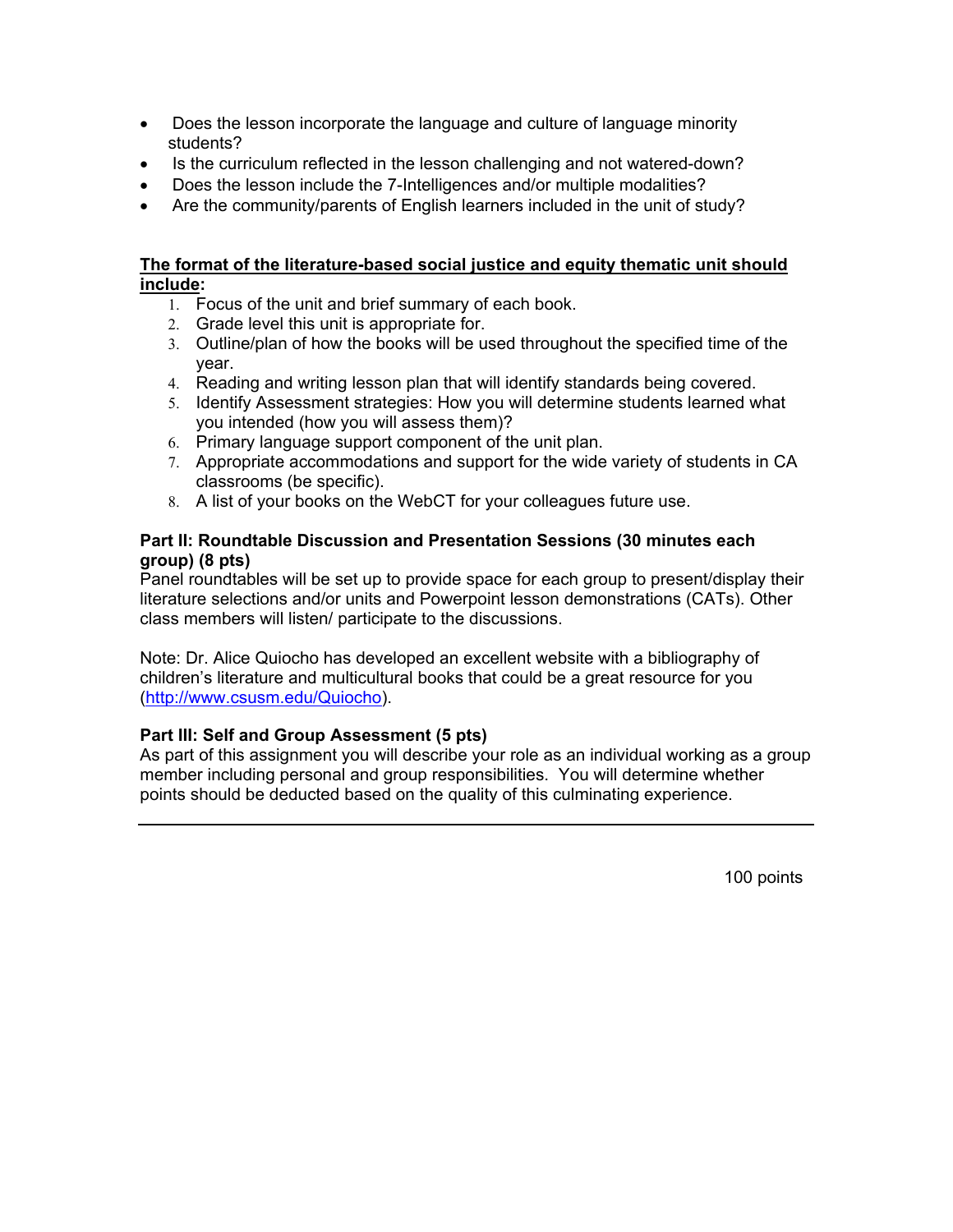- Does the lesson incorporate the language and culture of language minority students?
- Is the curriculum reflected in the lesson challenging and not watered-down?
- Does the lesson include the 7-Intelligences and/or multiple modalities?
- Are the community/parents of English learners included in the unit of study?

**<u>The format of the literature-based social justice and equity thematic unit should include</u>:**

1. Focus of the unit and brief summary of each book.
2. Grade level this unit is appropriate for.
3. Outline/plan of how the books will be used throughout the specified time of the year.
4. Reading and writing lesson plan that will identify standards being covered.
5. Identify Assessment strategies: How you will determine students learned what you intended (how you will assess them)?
6. Primary language support component of the unit plan.
7. Appropriate accommodations and support for the wide variety of students in CA classrooms (be specific).
8. A list of your books on the WebCT for your colleagues future use.

**Part II: Roundtable Discussion and Presentation Sessions (30 minutes each group) (8 pts)**

Panel roundtables will be set up to provide space for each group to present/display their literature selections and/or units and Powerpoint lesson demonstrations (CATs). Other class members will listen/ participate to the discussions.

Note: Dr. Alice Quiocho has developed an excellent website with a bibliography of children's literature and multicultural books that could be a great resource for you (http://www.csusm.edu/Quiocho).

**Part III: Self and Group Assessment (5 pts)**

As part of this assignment you will describe your role as an individual working as a group member including personal and group responsibilities. You will determine whether points should be deducted based on the quality of this culminating experience.

---

100 points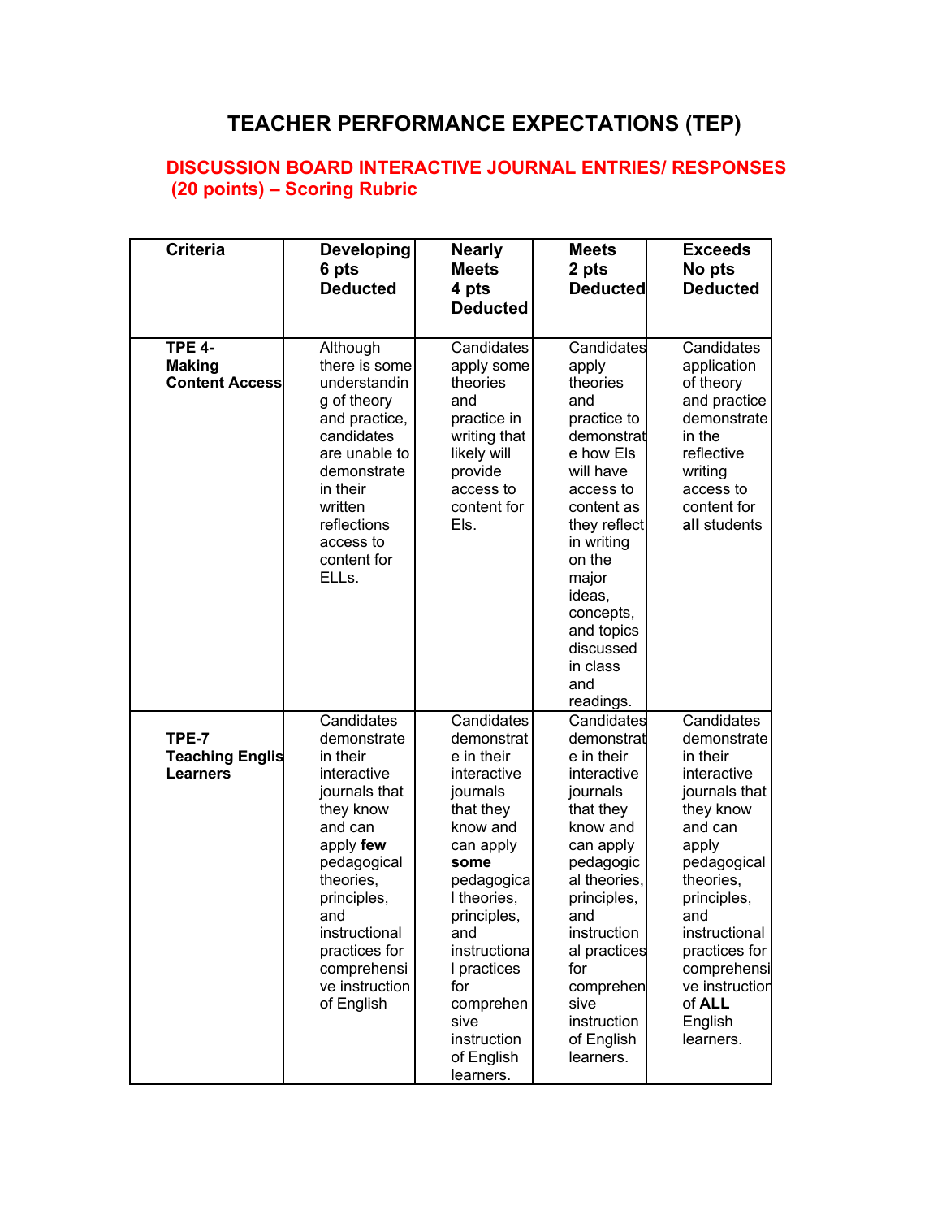# TEACHER PERFORMANCE EXPECTATIONS (TEP)

## DISCUSSION BOARD INTERACTIVE JOURNAL ENTRIES/ RESPONSES (20 points) – Scoring Rubric

| Criteria | Developing 6 pts Deducted | Nearly Meets 4 pts Deducted | Meets 2 pts Deducted | Exceeds No pts Deducted |
|---|---|---|---|---|
| **TPE 4- Making Content Access** | Although there is some understanding of theory and practice, candidates are unable to demonstrate in their written reflections access to content for ELLs. | Candidates apply some theories and practice in writing that likely will provide access to content for Els. | Candidates apply theories and practice to demonstrate how Els will have access to content as they reflect in writing on the major ideas, concepts, and topics discussed in class and readings. | Candidates application of theory and practice demonstrate in the reflective writing access to content for **all** students |
| **TPE-7 Teaching Englis Learners** | Candidates demonstrate in their interactive journals that they know and can apply **few** pedagogical theories, principles, and instructional practices for comprehensive instruction of English | Candidates demonstrate in their interactive journals that they know and can apply **some** pedagogical theories, principles, and instructional practices for comprehensive instruction of English learners. | Candidates demonstrate in their interactive journals that they know and can apply pedagogical theories, principles, and instructional practices for comprehensive instruction of English learners. | Candidates demonstrate in their interactive journals that they know and can apply pedagogical theories, principles, and instructional practices for comprehensive instruction of **ALL** English learners. |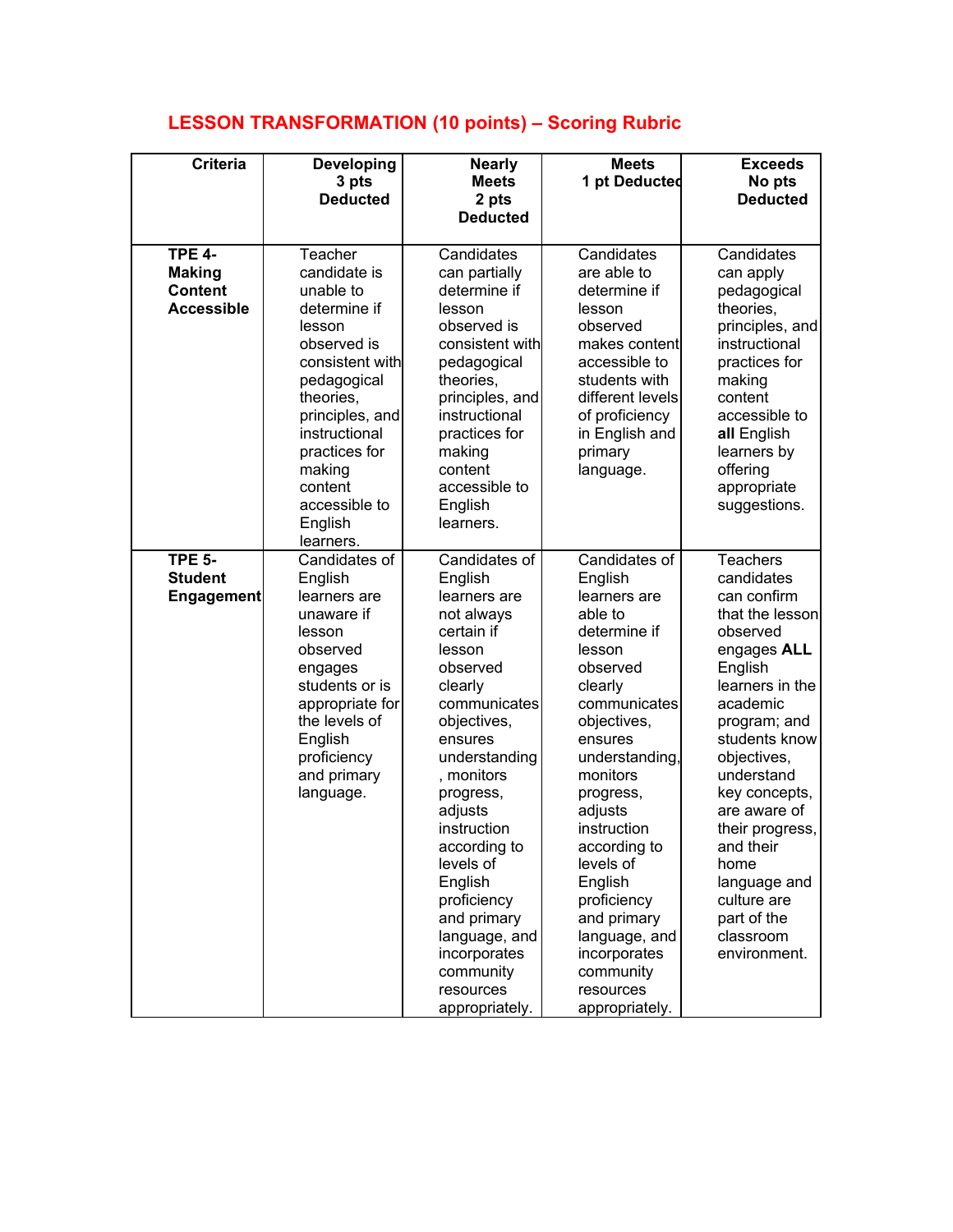## LESSON TRANSFORMATION (10 points) – Scoring Rubric

| Criteria | Developing 3 pts Deducted | Nearly Meets 2 pts Deducted | Meets 1 pt Deducted | Exceeds No pts Deducted |
|---|---|---|---|---|
| **TPE 4- Making Content Accessible** | Teacher candidate is unable to determine if lesson observed is consistent with pedagogical theories, principles, and instructional practices for making content accessible to English learners. | Candidates can partially determine if lesson observed is consistent with pedagogical theories, principles, and instructional practices for making content accessible to English learners. | Candidates are able to determine if lesson observed makes content accessible to students with different levels of proficiency in English and primary language. | Candidates can apply pedagogical theories, principles, and instructional practices for making content accessible to **all** English learners by offering appropriate suggestions. |
| **TPE 5- Student Engagement** | Candidates of English learners are unaware if lesson observed engages students or is appropriate for the levels of English proficiency and primary language. | Candidates of English learners are not always certain if lesson observed clearly communicates objectives, ensures understanding, monitors progress, adjusts instruction according to levels of English proficiency and primary language, and incorporates community resources appropriately. | Candidates of English learners are able to determine if lesson observed clearly communicates objectives, ensures understanding, monitors progress, adjusts instruction according to levels of English proficiency and primary language, and incorporates community resources appropriately. | Teachers candidates can confirm that the lesson observed engages **ALL** English learners in the academic program; and students know objectives, understand key concepts, are aware of their progress, and their home language and culture are part of the classroom environment. |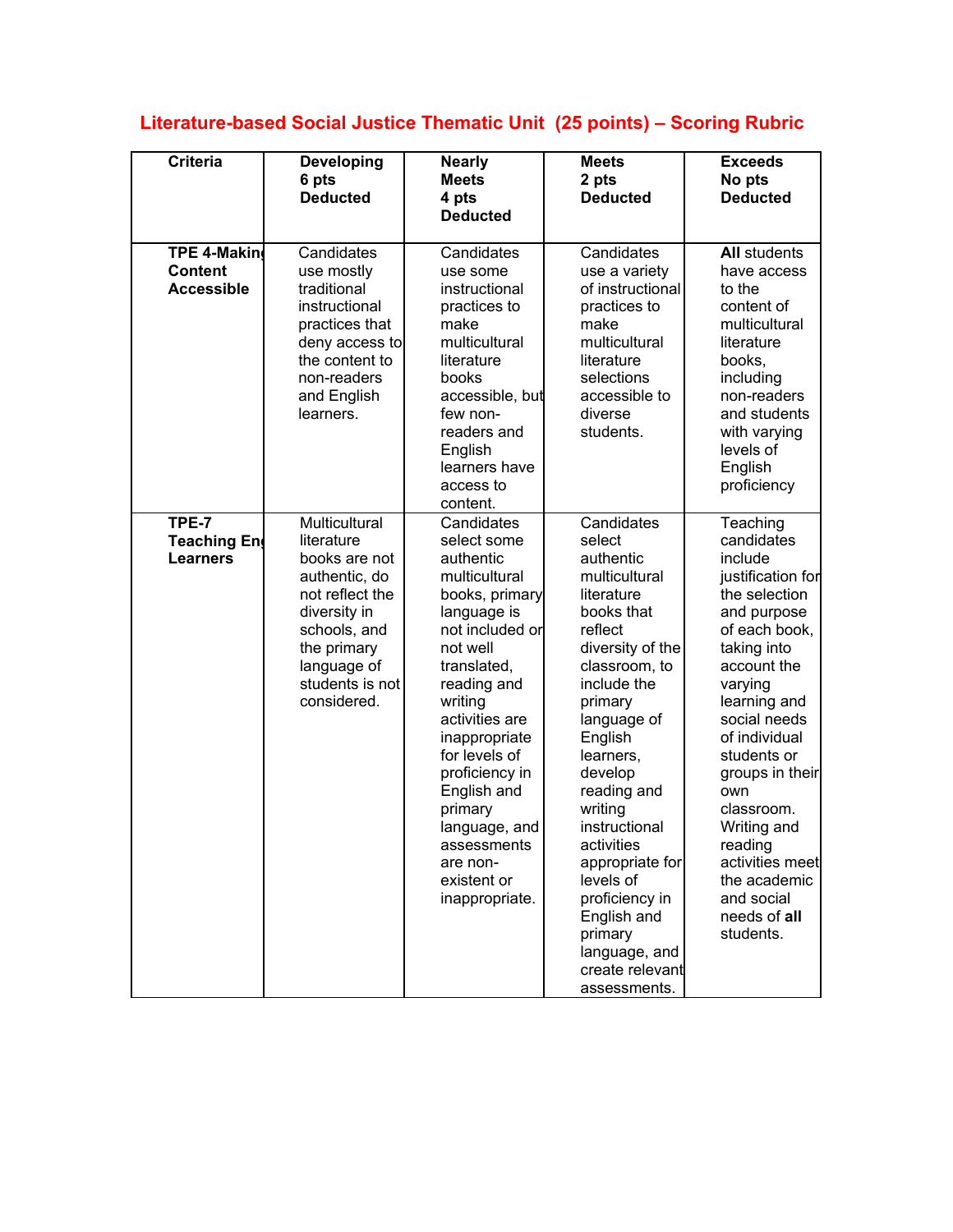## Literature-based Social Justice Thematic Unit (25 points) – Scoring Rubric

| Criteria | Developing 6 pts Deducted | Nearly Meets 4 pts Deducted | Meets 2 pts Deducted | Exceeds No pts Deducted |
|---|---|---|---|---|
| **TPE 4-Making Content Accessible** | Candidates use mostly traditional instructional practices that deny access to the content to non-readers and English learners. | Candidates use some instructional practices to make multicultural literature books accessible, but few non-readers and English learners have access to content. | Candidates use a variety of instructional practices to make multicultural literature selections accessible to diverse students. | **All** students have access to the content of multicultural literature books, including non-readers and students with varying levels of English proficiency |
| **TPE-7 Teaching English Learners** | Multicultural literature books are not authentic, do not reflect the diversity in schools, and the primary language of students is not considered. | Candidates select some authentic multicultural books, primary language is not included or not well translated, reading and writing activities are inappropriate for levels of proficiency in English and primary language, and assessments are non-existent or inappropriate. | Candidates select authentic multicultural literature books that reflect diversity of the classroom, to include the primary language of English learners, develop reading and writing instructional activities appropriate for levels of proficiency in English and primary language, and create relevant assessments. | Teaching candidates include justification for the selection and purpose of each book, taking into account the varying learning and social needs of individual students or groups in their own classroom. Writing and reading activities meet the academic and social needs of **all** students. |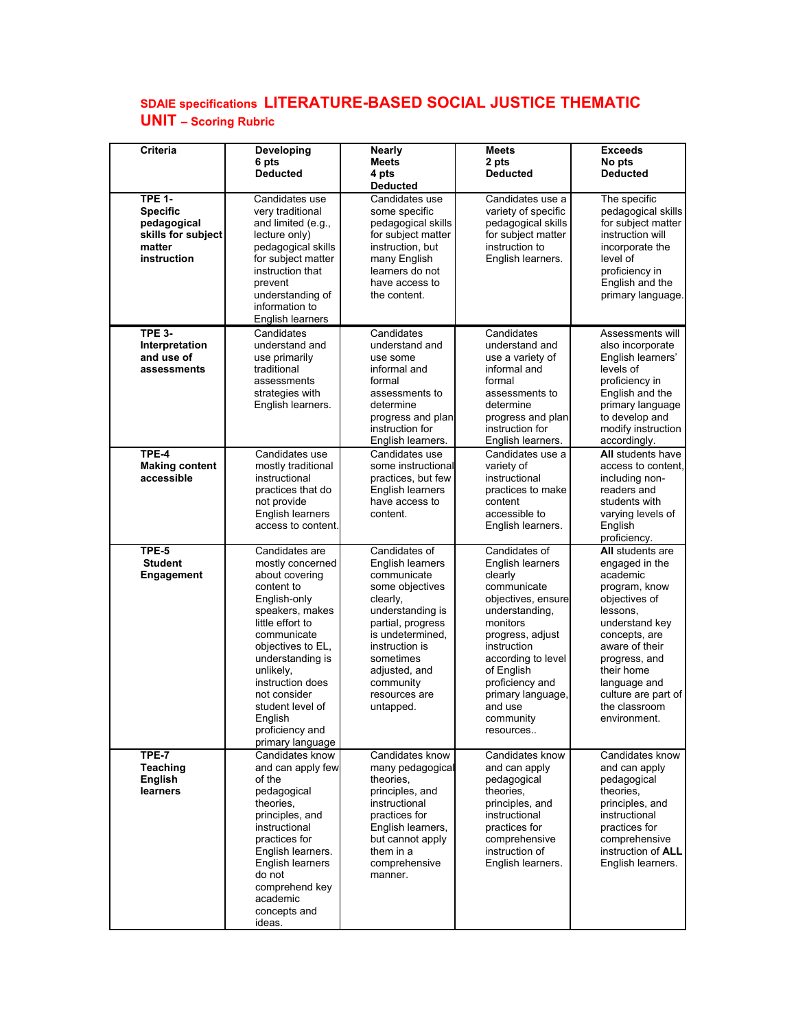**SDAIE specifications LITERATURE-BASED SOCIAL JUSTICE THEMATIC UNIT – Scoring Rubric**

| Criteria | Developing 6 pts Deducted | Nearly Meets 4 pts Deducted | Meets 2 pts Deducted | Exceeds No pts Deducted |
|---|---|---|---|---|
| **TPE 1- Specific pedagogical skills for subject matter instruction** | Candidates use very traditional and limited (e.g., lecture only) pedagogical skills for subject matter instruction that prevent understanding of information to English learners | Candidates use some specific pedagogical skills for subject matter instruction, but many English learners do not have access to the content. | Candidates use a variety of specific pedagogical skills for subject matter instruction to English learners. | The specific pedagogical skills for subject matter instruction will incorporate the level of proficiency in English and the primary language. |
| **TPE 3- Interpretation and use of assessments** | Candidates understand and use primarily traditional assessments strategies with English learners. | Candidates understand and use some informal and formal assessments to determine progress and plan instruction for English learners. | Candidates understand and use a variety of informal and formal assessments to determine progress and plan instruction for English learners. | Assessments will also incorporate English learners' levels of proficiency in English and the primary language to develop and modify instruction accordingly. |
| **TPE-4 Making content accessible** | Candidates use mostly traditional instructional practices that do not provide English learners access to content. | Candidates use some instructional practices, but few English learners have access to content. | Candidates use a variety of instructional practices to make content accessible to English learners. | **All** students have access to content, including non-readers and students with varying levels of English proficiency. |
| **TPE-5 Student Engagement** | Candidates are mostly concerned about covering content to English-only speakers, makes little effort to communicate objectives to EL, understanding is unlikely, instruction does not consider student level of English proficiency and primary language | Candidates of English learners communicate some objectives clearly, understanding is partial, progress is undetermined, instruction is sometimes adjusted, and community resources are untapped. | Candidates of English learners clearly communicate objectives, ensure understanding, monitors progress, adjust instruction according to level of English proficiency and primary language, and use community resources.. | **All** students are engaged in the academic program, know objectives of lessons, understand key concepts, are aware of their progress, and their home language and culture are part of the classroom environment. |
| **TPE-7 Teaching English learners** | Candidates know and can apply few of the pedagogical theories, principles, and instructional practices for English learners. English learners do not comprehend key academic concepts and ideas. | Candidates know many pedagogical theories, principles, and instructional practices for English learners, but cannot apply them in a comprehensive manner. | Candidates know and can apply pedagogical theories, principles, and instructional practices for comprehensive instruction of English learners. | Candidates know and can apply pedagogical theories, principles, and instructional practices for comprehensive instruction of **ALL** English learners. |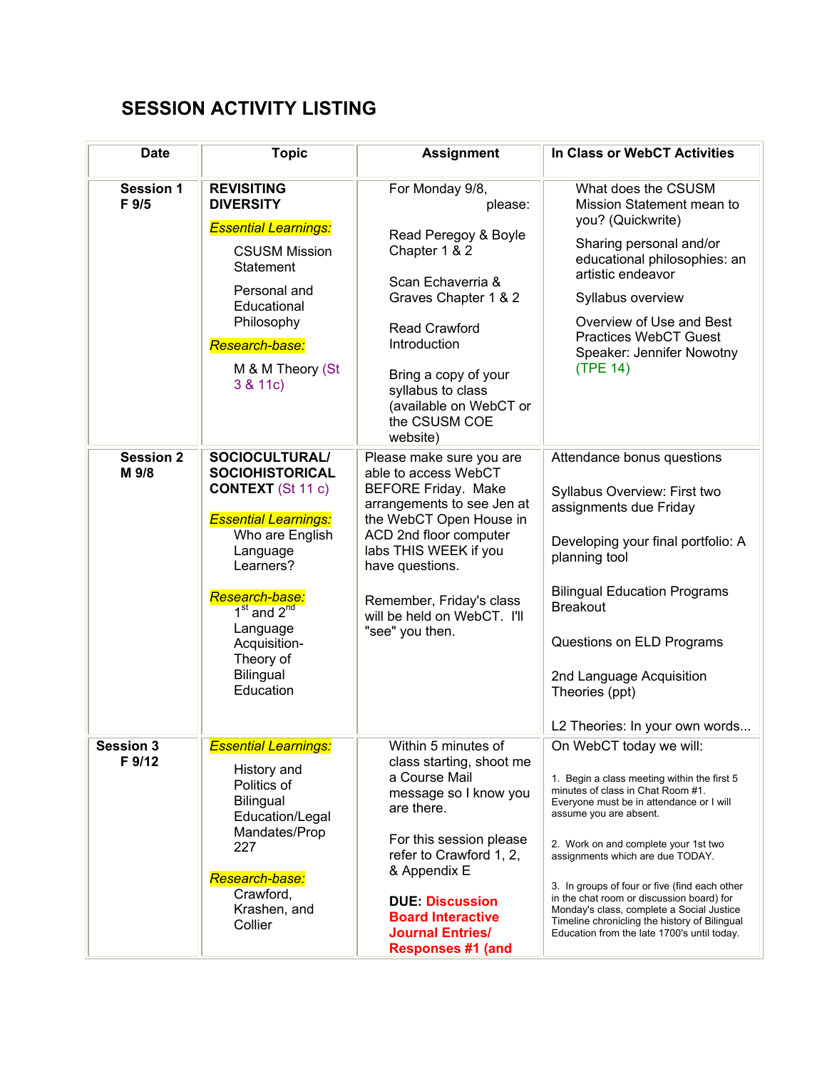## SESSION ACTIVITY LISTING

| Date | Topic | Assignment | In Class or WebCT Activities |
|---|---|---|---|
| **Session 1** **F 9/5** | **REVISITING DIVERSITY** *Essential Learnings:* CSUSM Mission Statement; Personal and Educational Philosophy *Research-base:* M & M Theory (St 3 & 11c) | For Monday 9/8, please: Read Peregoy & Boyle Chapter 1 & 2 Scan Echaverria & Graves Chapter 1 & 2 Read Crawford Introduction Bring a copy of your syllabus to class (available on WebCT or the CSUSM COE website) | What does the CSUSM Mission Statement mean to you? (Quickwrite) Sharing personal and/or educational philosophies: an artistic endeavor Syllabus overview Overview of Use and Best Practices WebCT Guest Speaker: Jennifer Nowotny (TPE 14) |
| **Session 2** **M 9/8** | **SOCIOCULTURAL/ SOCIOHISTORICAL CONTEXT** (St 11 c) *Essential Learnings:* Who are English Language Learners? *Research-base:* 1st and 2nd Language Acquisition-Theory of Bilingual Education | Please make sure you are able to access WebCT BEFORE Friday. Make arrangements to see Jen at the WebCT Open House in ACD 2nd floor computer labs THIS WEEK if you have questions. Remember, Friday's class will be held on WebCT. I'll "see" you then. | Attendance bonus questions Syllabus Overview: First two assignments due Friday Developing your final portfolio: A planning tool Bilingual Education Programs Breakout Questions on ELD Programs 2nd Language Acquisition Theories (ppt) L2 Theories: In your own words... |
| **Session 3** **F 9/12** | *Essential Learnings:* History and Politics of Bilingual Education/Legal Mandates/Prop 227 *Research-base:* Crawford, Krashen, and Collier | Within 5 minutes of class starting, shoot me a Course Mail message so I know you are there. For this session please refer to Crawford 1, 2, & Appendix E **DUE: Discussion Board Interactive Journal Entries/ Responses #1 (and** | On WebCT today we will: 1. Begin a class meeting within the first 5 minutes of class in Chat Room #1. Everyone must be in attendance or I will assume you are absent. 2. Work on and complete your 1st two assignments which are due TODAY. 3. In groups of four or five (find each other in the chat room or discussion board) for Monday's class, complete a Social Justice Timeline chronicling the history of Bilingual Education from the late 1700's until today. |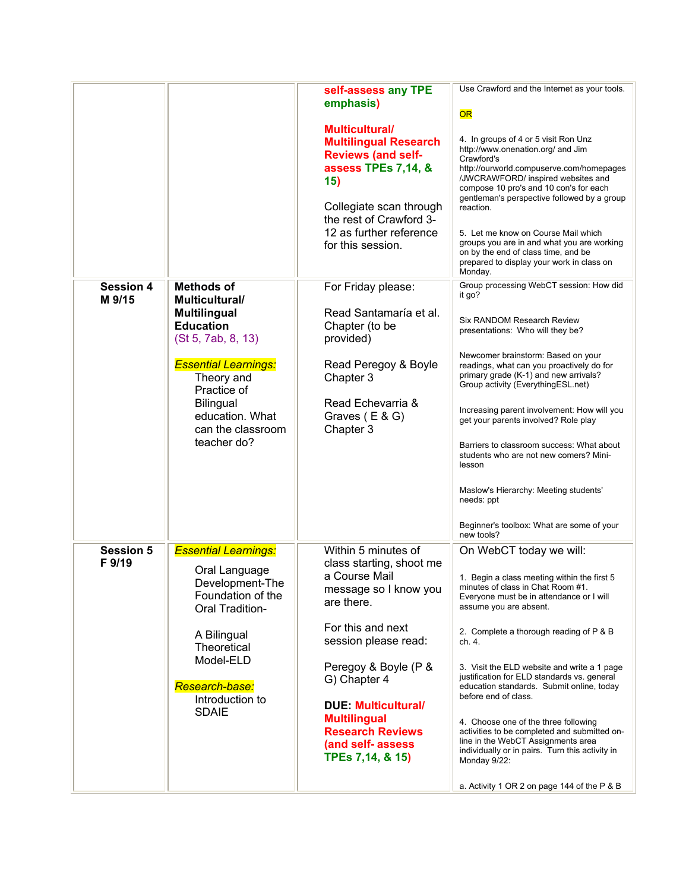| | | | |
|---|---|---|---|
| | | **self-assess any TPE emphasis)**<br><br>**Multicultural/ Multilingual Research Reviews (and self-assess TPEs 7,14, & 15)**<br><br>Collegiate scan through the rest of Crawford 3-12 as further reference for this session. | Use Crawford and the Internet as your tools.<br><br>OR<br><br>4. In groups of 4 or 5 visit Ron Unz http://www.onenation.org/ and Jim Crawford's http://ourworld.compuserve.com/homepages/JWCRAWFORD/ inspired websites and compose 10 pro's and 10 con's for each gentleman's perspective followed by a group reaction.<br><br>5. Let me know on Course Mail which groups you are in and what you are working on by the end of class time, and be prepared to display your work in class on Monday. |
| **Session 4 M 9/15** | **Methods of Multicultural/ Multilingual Education** (St 5, 7ab, 8, 13)<br><br>*Essential Learnings:* Theory and Practice of Bilingual education. What can the classroom teacher do? | For Friday please:<br><br>Read Santamaría et al. Chapter (to be provided)<br><br>Read Peregoy & Boyle Chapter 3<br><br>Read Echevarria & Graves ( E & G) Chapter 3 | Group processing WebCT session: How did it go?<br><br>Six RANDOM Research Review presentations: Who will they be?<br><br>Newcomer brainstorm: Based on your readings, what can you proactively do for primary grade (K-1) and new arrivals? Group activity (EverythingESL.net)<br><br>Increasing parent involvement: How will you get your parents involved? Role play<br><br>Barriers to classroom success: What about students who are not new comers? Mini-lesson<br><br>Maslow's Hierarchy: Meeting students' needs: ppt<br><br>Beginner's toolbox: What are some of your new tools? |
| **Session 5 F 9/19** | *Essential Learnings:* Oral Language Development-The Foundation of the Oral Tradition-<br><br>A Bilingual Theoretical Model-ELD<br><br>*Research-base:* Introduction to SDAIE | Within 5 minutes of class starting, shoot me a Course Mail message so I know you are there.<br><br>For this and next session please read:<br><br>Peregoy & Boyle (P & G) Chapter 4<br><br>**DUE: Multicultural/ Multilingual Research Reviews (and self- assess TPEs 7,14, & 15)** | On WebCT today we will:<br><br>1. Begin a class meeting within the first 5 minutes of class in Chat Room #1. Everyone must be in attendance or I will assume you are absent.<br><br>2. Complete a thorough reading of P & B ch. 4.<br><br>3. Visit the ELD website and write a 1 page justification for ELD standards vs. general education standards. Submit online, today before end of class.<br><br>4. Choose one of the three following activities to be completed and submitted on-line in the WebCT Assignments area individually or in pairs. Turn this activity in Monday 9/22:<br><br>a. Activity 1 OR 2 on page 144 of the P & B |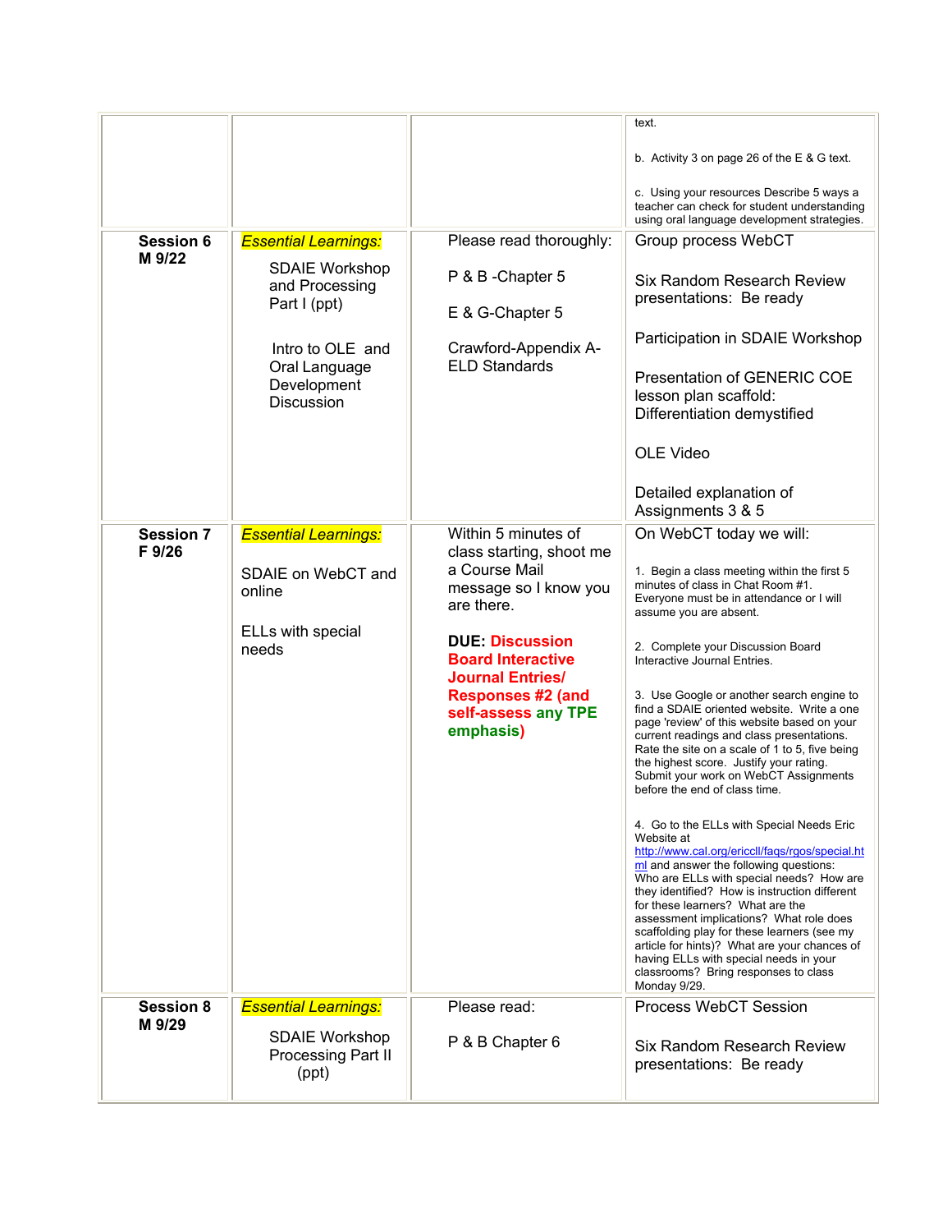| | | | |
|---|---|---|---|
| | | | text.<br><br>b. Activity 3 on page 26 of the E & G text.<br><br>c. Using your resources Describe 5 ways a teacher can check for student understanding using oral language development strategies. |
| **Session 6 M 9/22** | *Essential Learnings:*<br><br>SDAIE Workshop and Processing Part I (ppt)<br><br>Intro to OLE and Oral Language Development Discussion | Please read thoroughly:<br><br>P & B -Chapter 5<br><br>E & G-Chapter 5<br><br>Crawford-Appendix A-ELD Standards | Group process WebCT<br><br>Six Random Research Review presentations: Be ready<br><br>Participation in SDAIE Workshop<br><br>Presentation of GENERIC COE lesson plan scaffold: Differentiation demystified<br><br>OLE Video<br><br>Detailed explanation of Assignments 3 & 5 |
| **Session 7 F 9/26** | *Essential Learnings:*<br><br>SDAIE on WebCT and online<br><br>ELLs with special needs | Within 5 minutes of class starting, shoot me a Course Mail message so I know you are there.<br><br>**DUE: Discussion Board Interactive Journal Entries/ Responses #2 (and self-assess any TPE emphasis)** | On WebCT today we will:<br><br>1. Begin a class meeting within the first 5 minutes of class in Chat Room #1. Everyone must be in attendance or I will assume you are absent.<br><br>2. Complete your Discussion Board Interactive Journal Entries.<br><br>3. Use Google or another search engine to find a SDAIE oriented website. Write a one page 'review' of this website based on your current readings and class presentations. Rate the site on a scale of 1 to 5, five being the highest score. Justify your rating. Submit your work on WebCT Assignments before the end of class time.<br><br>4. Go to the ELLs with Special Needs Eric Website at http://www.cal.org/ericcll/faqs/rgos/special.html and answer the following questions: Who are ELLs with special needs? How are they identified? How is instruction different for these learners? What are the assessment implications? What role does scaffolding play for these learners (see my article for hints)? What are your chances of having ELLs with special needs in your classrooms? Bring responses to class Monday 9/29. |
| **Session 8 M 9/29** | *Essential Learnings:*<br><br>SDAIE Workshop Processing Part II (ppt) | Please read:<br><br>P & B Chapter 6 | Process WebCT Session<br><br>Six Random Research Review presentations: Be ready |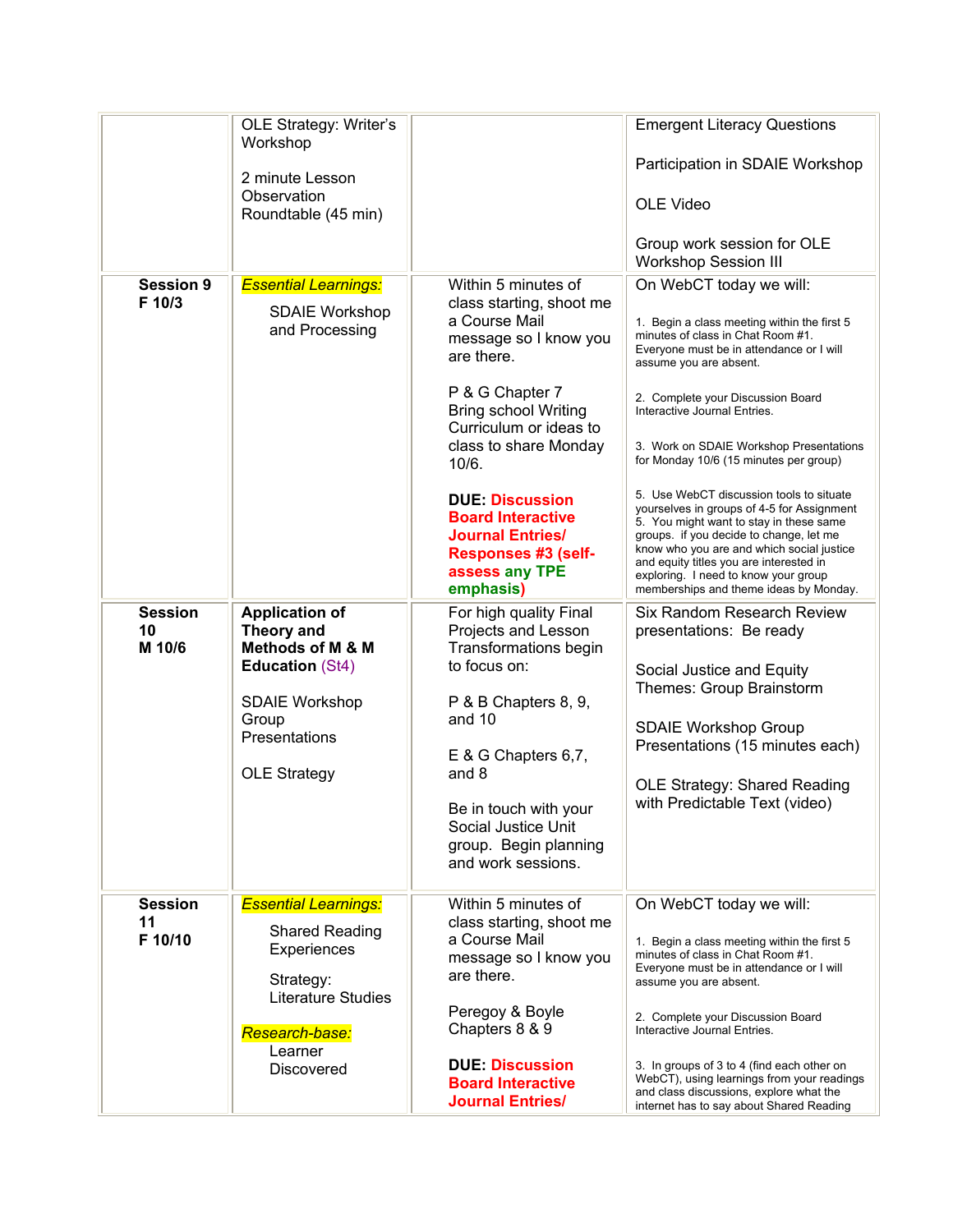| | | | |
|---|---|---|---|
| | OLE Strategy: Writer's Workshop<br><br>2 minute Lesson Observation Roundtable (45 min) | | Emergent Literacy Questions<br><br>Participation in SDAIE Workshop<br><br>OLE Video<br><br>Group work session for OLE Workshop Session III |
| **Session 9**<br>**F 10/3** | *Essential Learnings:*<br><br>SDAIE Workshop and Processing | Within 5 minutes of class starting, shoot me a Course Mail message so I know you are there.<br><br>P & G Chapter 7<br>Bring school Writing Curriculum or ideas to class to share Monday 10/6.<br><br>**DUE: Discussion Board Interactive Journal Entries/ Responses #3 (self-assess any TPE emphasis)** | On WebCT today we will:<br><br>1. Begin a class meeting within the first 5 minutes of class in Chat Room #1. Everyone must be in attendance or I will assume you are absent.<br><br>2. Complete your Discussion Board Interactive Journal Entries.<br><br>3. Work on SDAIE Workshop Presentations for Monday 10/6 (15 minutes per group)<br><br>5. Use WebCT discussion tools to situate yourselves in groups of 4-5 for Assignment 5. You might want to stay in these same groups. if you decide to change, let me know who you are and which social justice and equity titles you are interested in exploring. I need to know your group memberships and theme ideas by Monday. |
| **Session 10**<br>**M 10/6** | **Application of Theory and Methods of M & M Education** (St4)<br><br>SDAIE Workshop Group Presentations<br><br>OLE Strategy | For high quality Final Projects and Lesson Transformations begin to focus on:<br><br>P & B Chapters 8, 9, and 10<br><br>E & G Chapters 6,7, and 8<br><br>Be in touch with your Social Justice Unit group. Begin planning and work sessions. | Six Random Research Review presentations: Be ready<br><br>Social Justice and Equity Themes: Group Brainstorm<br><br>SDAIE Workshop Group Presentations (15 minutes each)<br><br>OLE Strategy: Shared Reading with Predictable Text (video) |
| **Session 11**<br>**F 10/10** | *Essential Learnings:*<br><br>Shared Reading Experiences<br><br>Strategy: Literature Studies<br><br>*Research-base:*<br>Learner Discovered | Within 5 minutes of class starting, shoot me a Course Mail message so I know you are there.<br><br>Peregoy & Boyle Chapters 8 & 9<br><br>**DUE: Discussion Board Interactive Journal Entries/** | On WebCT today we will:<br><br>1. Begin a class meeting within the first 5 minutes of class in Chat Room #1. Everyone must be in attendance or I will assume you are absent.<br><br>2. Complete your Discussion Board Interactive Journal Entries.<br><br>3. In groups of 3 to 4 (find each other on WebCT), using learnings from your readings and class discussions, explore what the internet has to say about Shared Reading |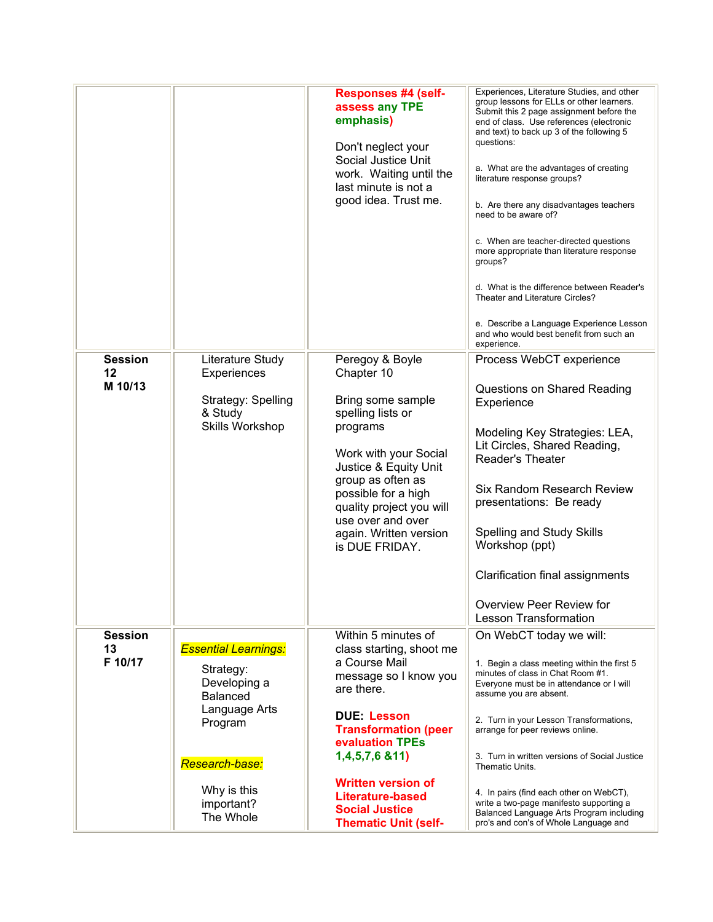| | | | |
|---|---|---|---|
| | | **Responses #4 (self-assess any TPE emphasis)**<br><br>Don't neglect your Social Justice Unit work. Waiting until the last minute is not a good idea. Trust me. | Experiences, Literature Studies, and other group lessons for ELLs or other learners. Submit this 2 page assignment before the end of class. Use references (electronic and text) to back up 3 of the following 5 questions:<br><br>a. What are the advantages of creating literature response groups?<br><br>b. Are there any disadvantages teachers need to be aware of?<br><br>c. When are teacher-directed questions more appropriate than literature response groups?<br><br>d. What is the difference between Reader's Theater and Literature Circles?<br><br>e. Describe a Language Experience Lesson and who would best benefit from such an experience. |
| **Session 12**<br>**M 10/13** | Literature Study Experiences<br><br>Strategy: Spelling & Study Skills Workshop | Peregoy & Boyle Chapter 10<br><br>Bring some sample spelling lists or programs<br><br>Work with your Social Justice & Equity Unit group as often as possible for a high quality project you will use over and over again. Written version is DUE FRIDAY. | Process WebCT experience<br><br>Questions on Shared Reading Experience<br><br>Modeling Key Strategies: LEA, Lit Circles, Shared Reading, Reader's Theater<br><br>Six Random Research Review presentations: Be ready<br><br>Spelling and Study Skills Workshop (ppt)<br><br>Clarification final assignments<br><br>Overview Peer Review for Lesson Transformation |
| **Session 13**<br>**F 10/17** | *Essential Learnings:*<br><br>Strategy: Developing a Balanced Language Arts Program<br><br>*Research-base:*<br><br>Why is this important? The Whole | Within 5 minutes of class starting, shoot me a Course Mail message so I know you are there.<br><br>**DUE: Lesson Transformation (peer evaluation TPEs 1,4,5,7,6 &11)**<br><br>**Written version of Literature-based Social Justice Thematic Unit (self-** | On WebCT today we will:<br><br>1. Begin a class meeting within the first 5 minutes of class in Chat Room #1. Everyone must be in attendance or I will assume you are absent.<br><br>2. Turn in your Lesson Transformations, arrange for peer reviews online.<br><br>3. Turn in written versions of Social Justice Thematic Units.<br><br>4. In pairs (find each other on WebCT), write a two-page manifesto supporting a Balanced Language Arts Program including pro's and con's of Whole Language and |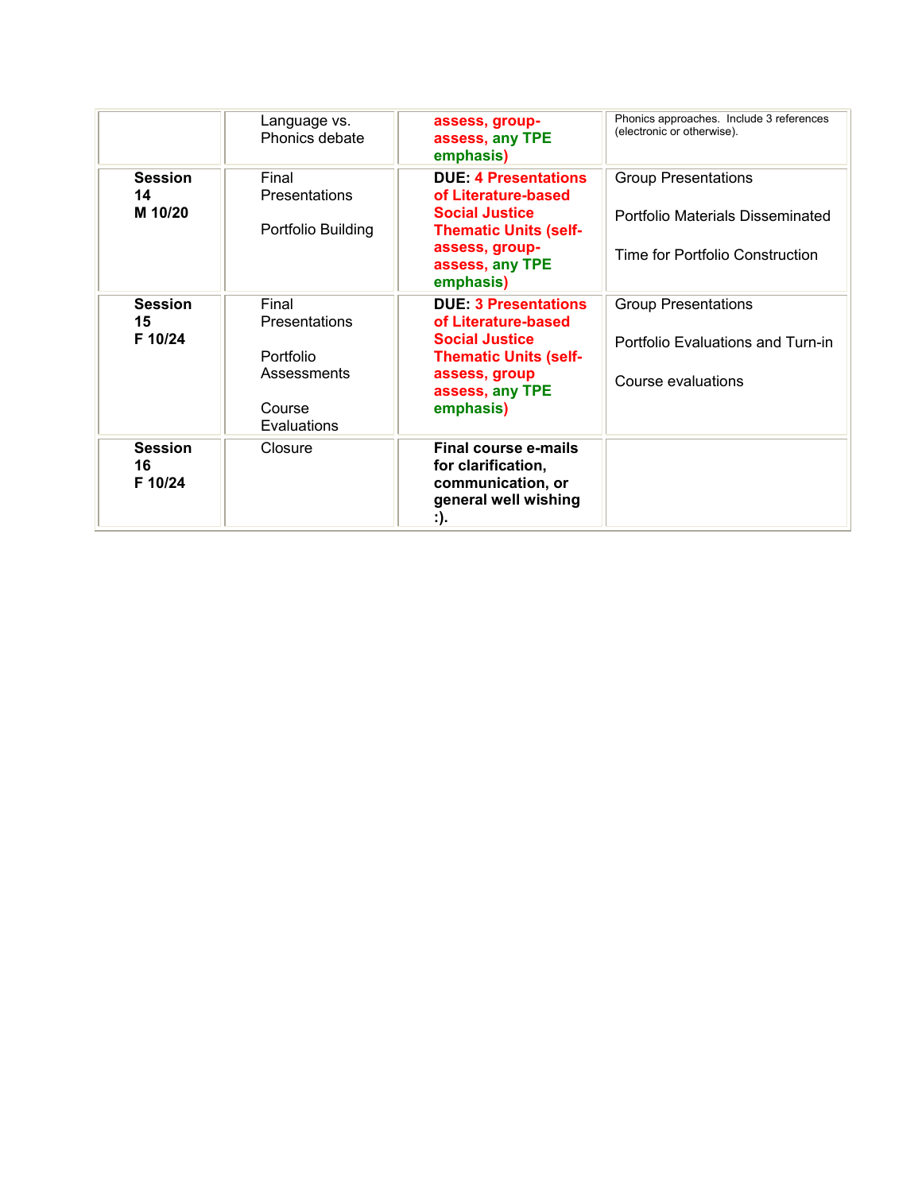| | | | |
|---|---|---|---|
| | Language vs. Phonics debate | assess, group-assess, any TPE emphasis) | Phonics approaches. Include 3 references (electronic or otherwise). |
| **Session 14 M 10/20** | Final Presentations<br><br>Portfolio Building | **DUE: 4 Presentations of Literature-based Social Justice Thematic Units (self-assess, group-assess, any TPE emphasis)** | Group Presentations<br><br>Portfolio Materials Disseminated<br><br>Time for Portfolio Construction |
| **Session 15 F 10/24** | Final Presentations<br><br>Portfolio Assessments<br><br>Course Evaluations | **DUE: 3 Presentations of Literature-based Social Justice Thematic Units (self-assess, group assess, any TPE emphasis)** | Group Presentations<br><br>Portfolio Evaluations and Turn-in<br><br>Course evaluations |
| **Session 16 F 10/24** | Closure | **Final course e-mails for clarification, communication, or general well wishing :).** | |